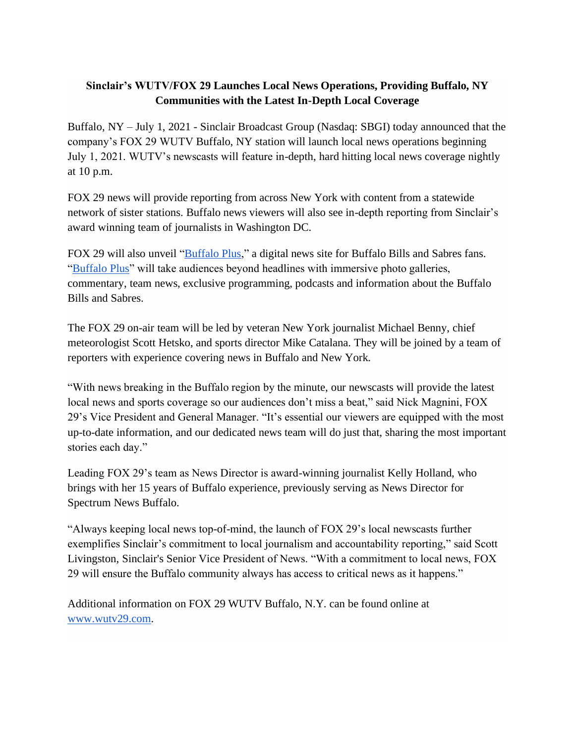**Sinclair's WUTV/FOX 29 Launches Local News Operations, Providing Buffalo, NY Communities with the Latest In-Depth Local Coverage**

Buffalo, NY – July 1, 2021 - Sinclair Broadcast Group (Nasdaq: SBGI) today announced that the company's FOX 29 WUTV Buffalo, NY station will launch local news operations beginning July 1, 2021. WUTV's newscasts will feature in-depth, hard hitting local news coverage nightly at 10 p.m.

FOX 29 news will provide reporting from across New York with content from a statewide network of sister stations. Buffalo news viewers will also see in-depth reporting from Sinclair's award winning team of journalists in Washington DC.

FOX 29 will also unveil "Buffalo Plus," a digital news site for Buffalo Bills and Sabres fans. "Buffalo Plus" will take audiences beyond headlines with immersive photo galleries, commentary, team news, exclusive programming, podcasts and information about the Buffalo Bills and Sabres.

The FOX 29 on-air team will be led by veteran New York journalist Michael Benny, chief meteorologist Scott Hetsko, and sports director Mike Catalana. They will be joined by a team of reporters with experience covering news in Buffalo and New York.

"With news breaking in the Buffalo region by the minute, our newscasts will provide the latest local news and sports coverage so our audiences don't miss a beat," said Nick Magnini, FOX 29's Vice President and General Manager. "It's essential our viewers are equipped with the most up-to-date information, and our dedicated news team will do just that, sharing the most important stories each day."

Leading FOX 29's team as News Director is award-winning journalist Kelly Holland, who brings with her 15 years of Buffalo experience, previously serving as News Director for Spectrum News Buffalo.

"Always keeping local news top-of-mind, the launch of FOX 29's local newscasts further exemplifies Sinclair's commitment to local journalism and accountability reporting," said Scott Livingston, Sinclair's Senior Vice President of News. "With a commitment to local news, FOX 29 will ensure the Buffalo community always has access to critical news as it happens."

Additional information on FOX 29 WUTV Buffalo, N.Y. can be found online at www.wutv29.com.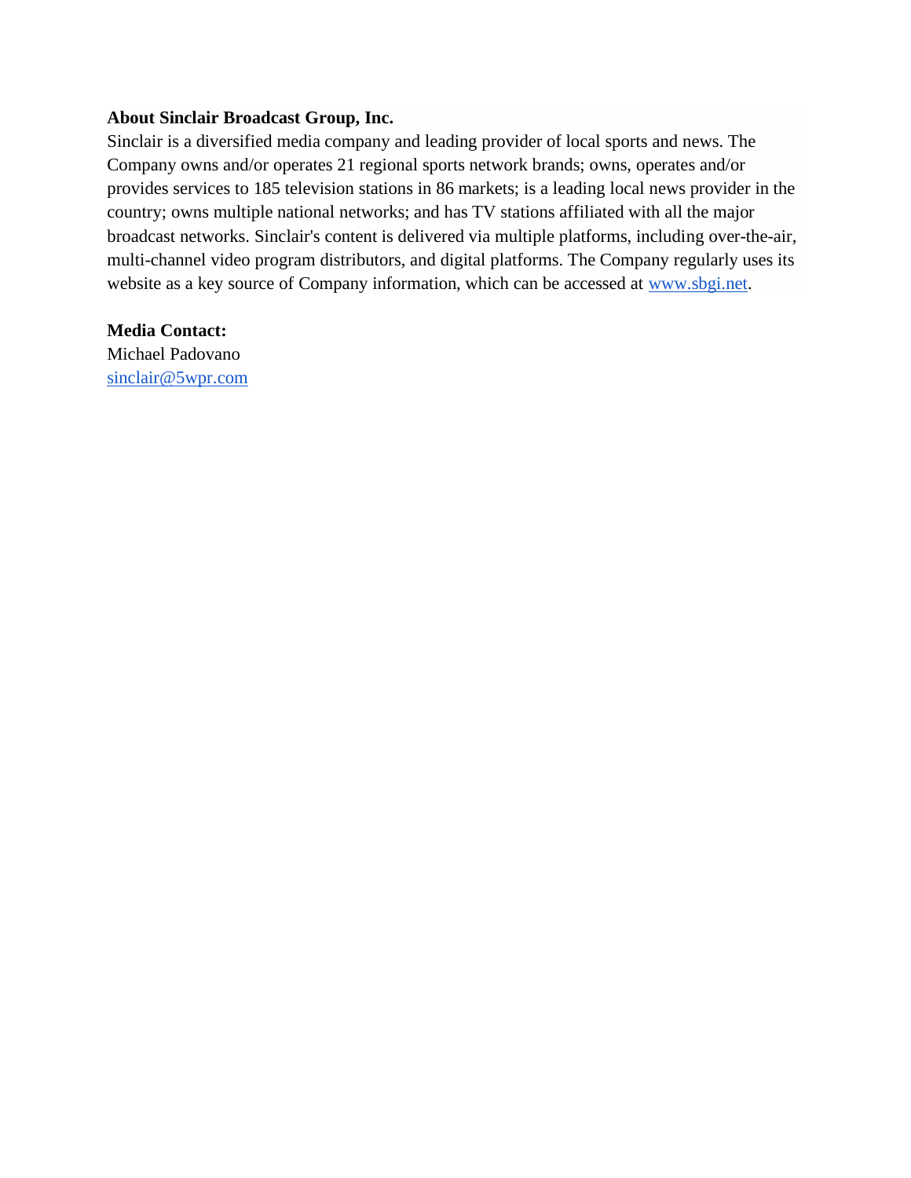**About Sinclair Broadcast Group, Inc.**

Sinclair is a diversified media company and leading provider of local sports and news. The Company owns and/or operates 21 regional sports network brands; owns, operates and/or provides services to 185 television stations in 86 markets; is a leading local news provider in the country; owns multiple national networks; and has TV stations affiliated with all the major broadcast networks. Sinclair's content is delivered via multiple platforms, including over-the-air, multi-channel video program distributors, and digital platforms. The Company regularly uses its website as a key source of Company information, which can be accessed at www.sbgi.net.

**Media Contact:**

Michael Padovano
sinclair@5wpr.com